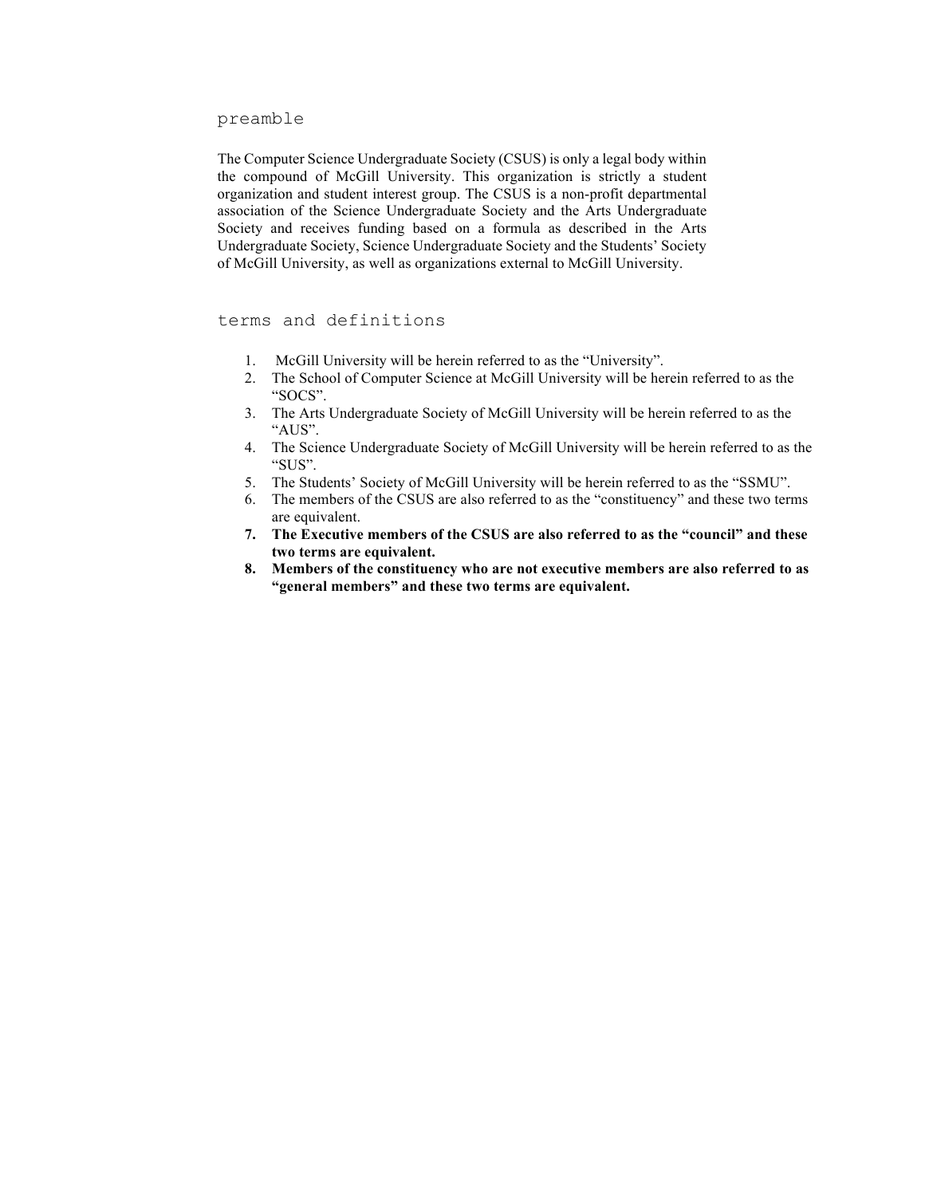## preamble

The Computer Science Undergraduate Society (CSUS) is only a legal body within the compound of McGill University. This organization is strictly a student organization and student interest group. The CSUS is a non-profit departmental association of the Science Undergraduate Society and the Arts Undergraduate Society and receives funding based on a formula as described in the Arts Undergraduate Society, Science Undergraduate Society and the Students' Society of McGill University, as well as organizations external to McGill University.

## terms and definitions

1. McGill University will be herein referred to as the "University".
2. The School of Computer Science at McGill University will be herein referred to as the "SOCS".
3. The Arts Undergraduate Society of McGill University will be herein referred to as the "AUS".
4. The Science Undergraduate Society of McGill University will be herein referred to as the "SUS".
5. The Students' Society of McGill University will be herein referred to as the "SSMU".
6. The members of the CSUS are also referred to as the "constituency" and these two terms are equivalent.
7. **The Executive members of the CSUS are also referred to as the "council" and these two terms are equivalent.**
8. **Members of the constituency who are not executive members are also referred to as "general members" and these two terms are equivalent.**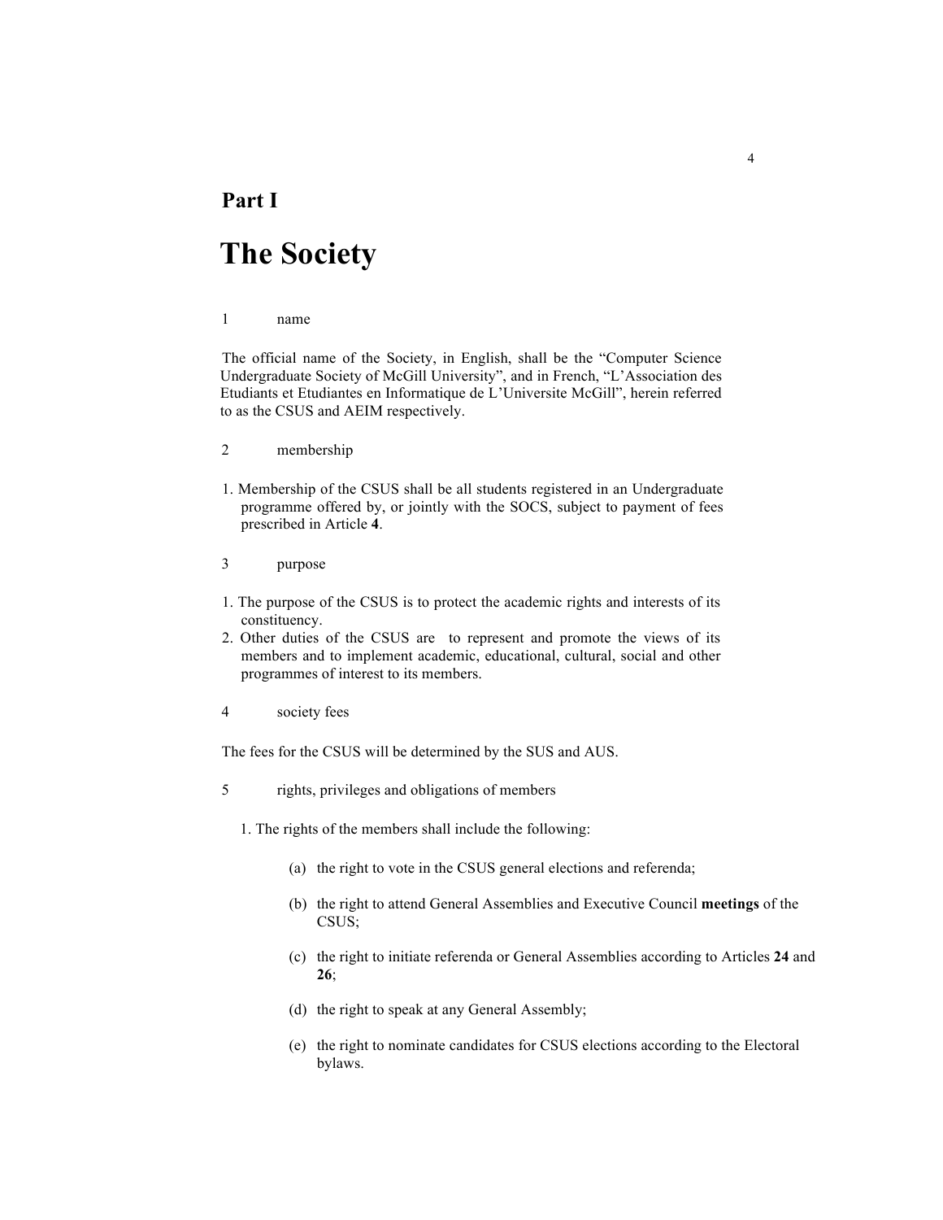# Part I

# The Society

## 1 name

The official name of the Society, in English, shall be the "Computer Science Undergraduate Society of McGill University", and in French, "L'Association des Etudiants et Etudiantes en Informatique de L'Universite McGill", herein referred to as the CSUS and AEIM respectively.

## 2 membership

1. Membership of the CSUS shall be all students registered in an Undergraduate programme offered by, or jointly with the SOCS, subject to payment of fees prescribed in Article **4**.

## 3 purpose

1. The purpose of the CSUS is to protect the academic rights and interests of its constituency.
2. Other duties of the CSUS are to represent and promote the views of its members and to implement academic, educational, cultural, social and other programmes of interest to its members.

## 4 society fees

The fees for the CSUS will be determined by the SUS and AUS.

## 5 rights, privileges and obligations of members

1. The rights of the members shall include the following:

   (a) the right to vote in the CSUS general elections and referenda;

   (b) the right to attend General Assemblies and Executive Council **meetings** of the CSUS;

   (c) the right to initiate referenda or General Assemblies according to Articles **24** and **26**;

   (d) the right to speak at any General Assembly;

   (e) the right to nominate candidates for CSUS elections according to the Electoral bylaws.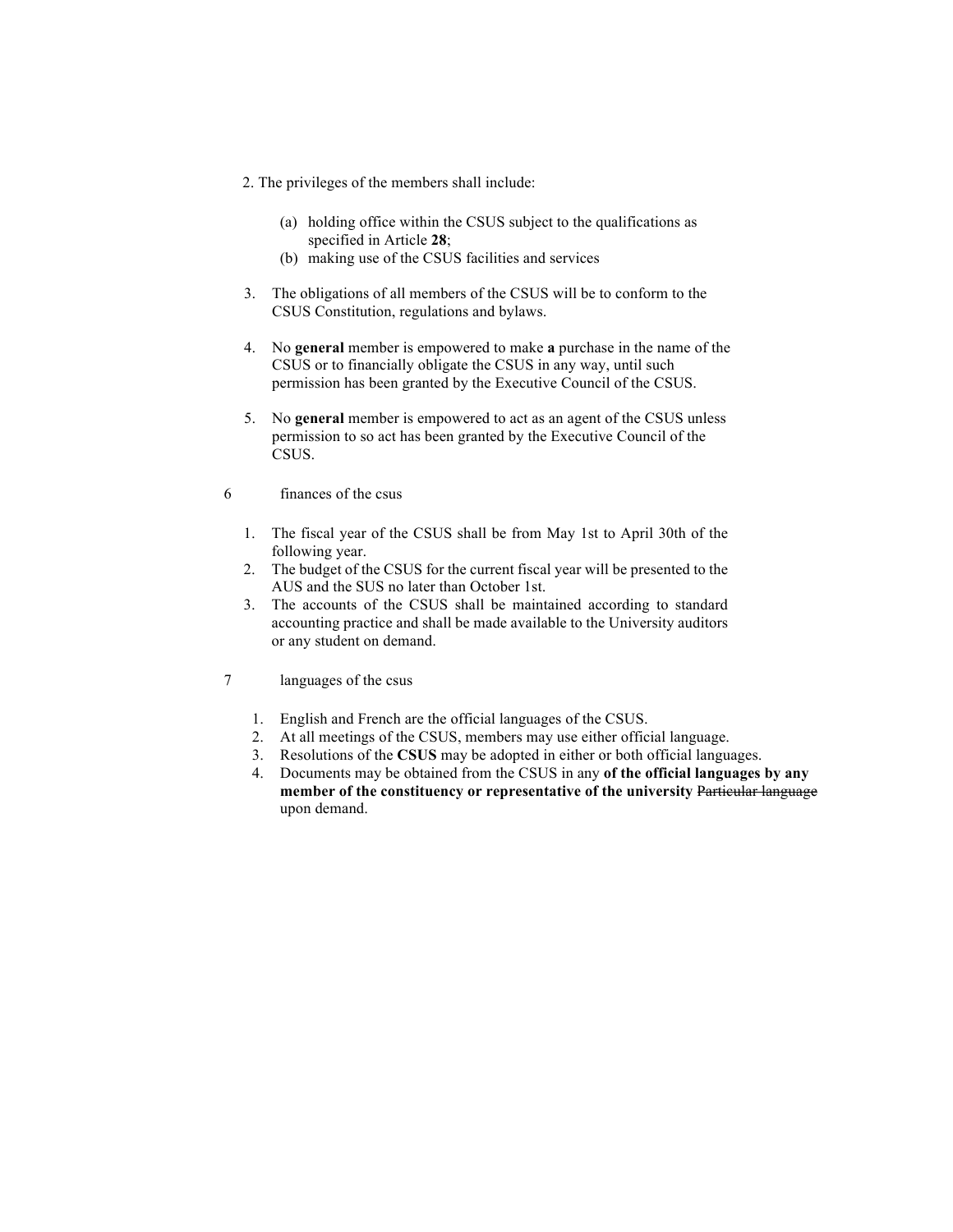2. The privileges of the members shall include:

   (a) holding office within the CSUS subject to the qualifications as specified in Article **28**;
   (b) making use of the CSUS facilities and services

3. The obligations of all members of the CSUS will be to conform to the CSUS Constitution, regulations and bylaws.

4. No **general** member is empowered to make **a** purchase in the name of the CSUS or to financially obligate the CSUS in any way, until such permission has been granted by the Executive Council of the CSUS.

5. No **general** member is empowered to act as an agent of the CSUS unless permission to so act has been granted by the Executive Council of the CSUS.

## 6 finances of the csus

1. The fiscal year of the CSUS shall be from May 1st to April 30th of the following year.
2. The budget of the CSUS for the current fiscal year will be presented to the AUS and the SUS no later than October 1st.
3. The accounts of the CSUS shall be maintained according to standard accounting practice and shall be made available to the University auditors or any student on demand.

## 7 languages of the csus

1. English and French are the official languages of the CSUS.
2. At all meetings of the CSUS, members may use either official language.
3. Resolutions of the **CSUS** may be adopted in either or both official languages.
4. Documents may be obtained from the CSUS in any **of the official languages by any member of the constituency or representative of the university** ~~Particular language~~ upon demand.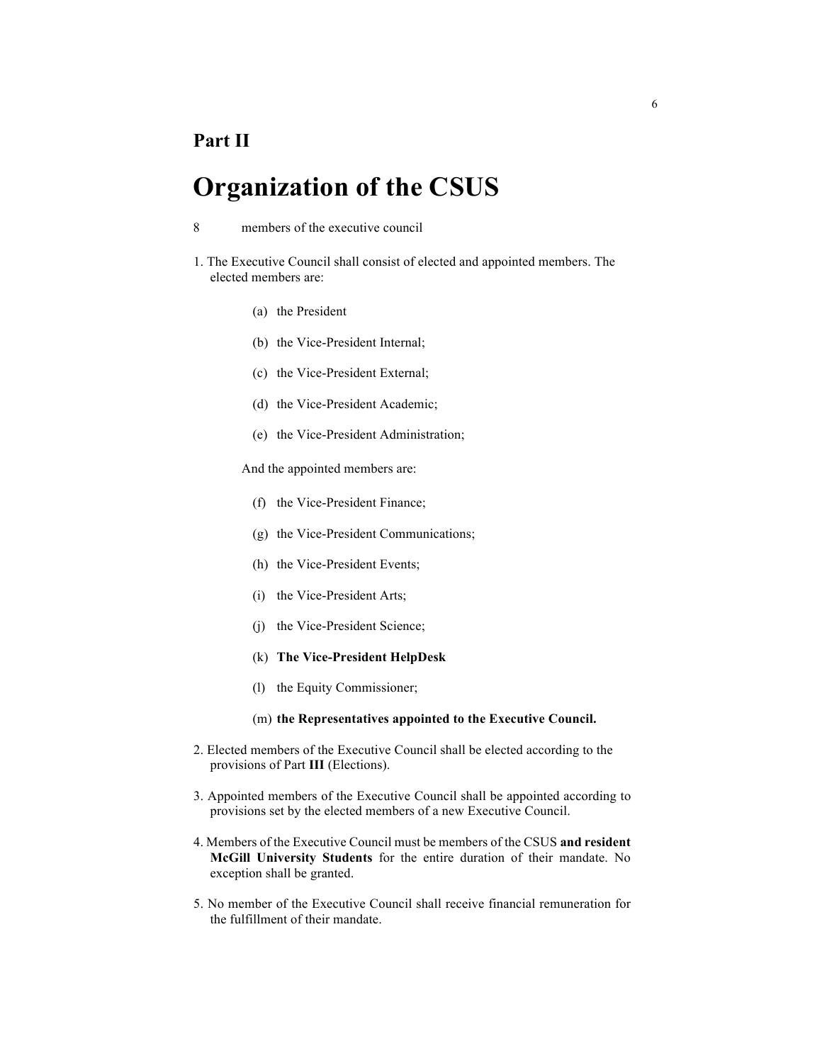# Part II

# Organization of the CSUS

8 members of the executive council

1. The Executive Council shall consist of elected and appointed members. The elected members are:

   (a) the President

   (b) the Vice-President Internal;

   (c) the Vice-President External;

   (d) the Vice-President Academic;

   (e) the Vice-President Administration;

   And the appointed members are:

   (f) the Vice-President Finance;

   (g) the Vice-President Communications;

   (h) the Vice-President Events;

   (i) the Vice-President Arts;

   (j) the Vice-President Science;

   (k) **The Vice-President HelpDesk**

   (l) the Equity Commissioner;

   (m) **the Representatives appointed to the Executive Council.**

2. Elected members of the Executive Council shall be elected according to the provisions of Part **III** (Elections).

3. Appointed members of the Executive Council shall be appointed according to provisions set by the elected members of a new Executive Council.

4. Members of the Executive Council must be members of the CSUS **and resident McGill University Students** for the entire duration of their mandate. No exception shall be granted.

5. No member of the Executive Council shall receive financial remuneration for the fulfillment of their mandate.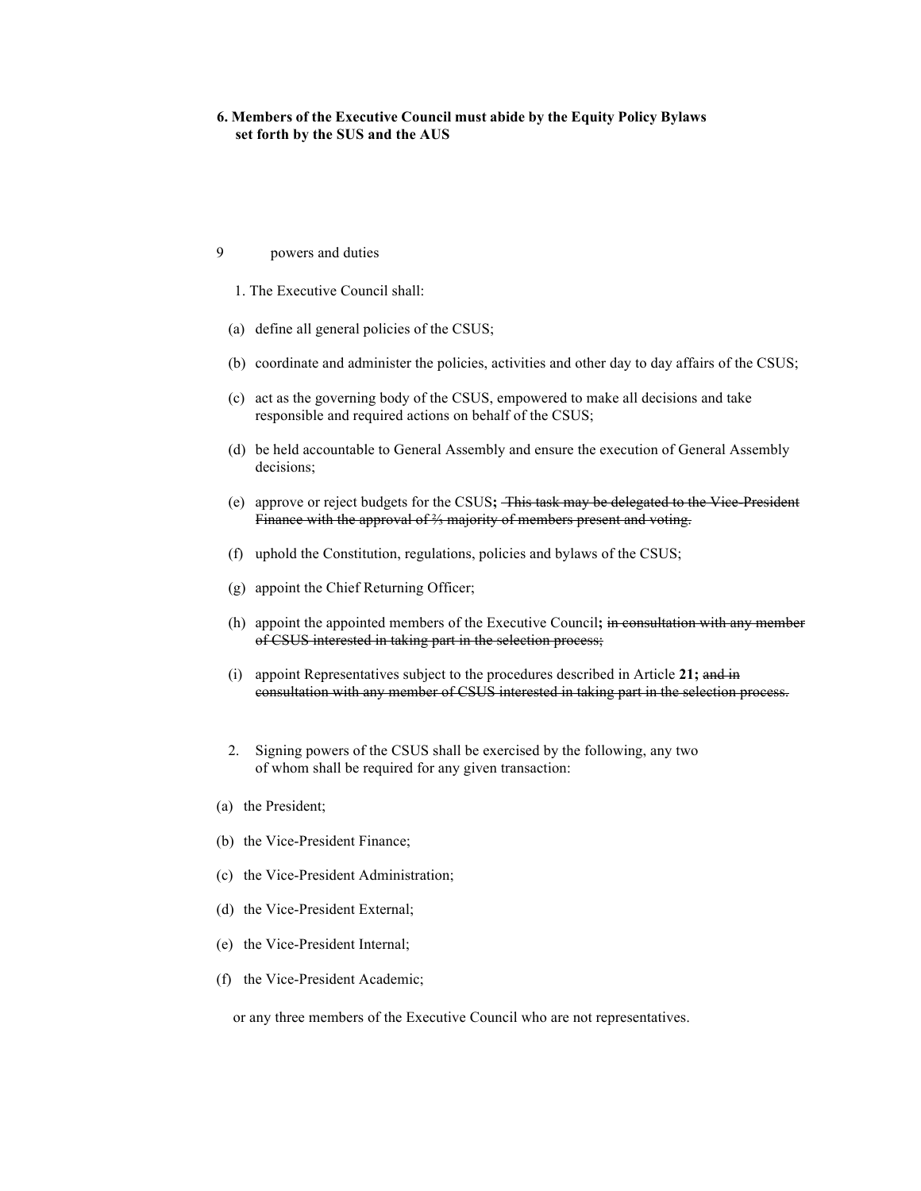**6. Members of the Executive Council must abide by the Equity Policy Bylaws set forth by the SUS and the AUS**

9 powers and duties

1. The Executive Council shall:

(a) define all general policies of the CSUS;

(b) coordinate and administer the policies, activities and other day to day affairs of the CSUS;

(c) act as the governing body of the CSUS, empowered to make all decisions and take responsible and required actions on behalf of the CSUS;

(d) be held accountable to General Assembly and ensure the execution of General Assembly decisions;

(e) approve or reject budgets for the CSUS**;** ~~This task may be delegated to the Vice-President Finance with the approval of ⅔ majority of members present and voting.~~

(f) uphold the Constitution, regulations, policies and bylaws of the CSUS;

(g) appoint the Chief Returning Officer;

(h) appoint the appointed members of the Executive Council**;** ~~in consultation with any member of CSUS interested in taking part in the selection process;~~

(i) appoint Representatives subject to the procedures described in Article **21;** ~~and in consultation with any member of CSUS interested in taking part in the selection process.~~

2. Signing powers of the CSUS shall be exercised by the following, any two of whom shall be required for any given transaction:

(a) the President;

(b) the Vice-President Finance;

(c) the Vice-President Administration;

(d) the Vice-President External;

(e) the Vice-President Internal;

(f) the Vice-President Academic;

or any three members of the Executive Council who are not representatives.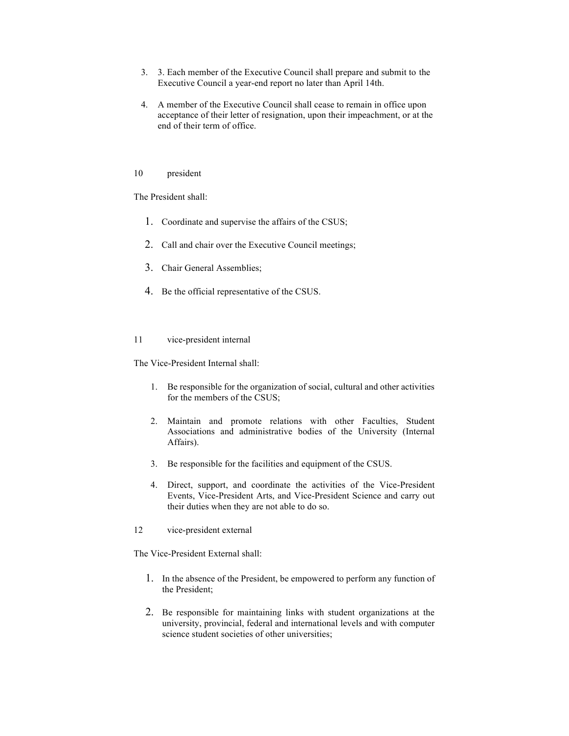3. 3. Each member of the Executive Council shall prepare and submit to the Executive Council a year-end report no later than April 14th.

4. A member of the Executive Council shall cease to remain in office upon acceptance of their letter of resignation, upon their impeachment, or at the end of their term of office.

## 10 president

The President shall:

1. Coordinate and supervise the affairs of the CSUS;

2. Call and chair over the Executive Council meetings;

3. Chair General Assemblies;

4. Be the official representative of the CSUS.

## 11 vice-president internal

The Vice-President Internal shall:

1. Be responsible for the organization of social, cultural and other activities for the members of the CSUS;

2. Maintain and promote relations with other Faculties, Student Associations and administrative bodies of the University (Internal Affairs).

3. Be responsible for the facilities and equipment of the CSUS.

4. Direct, support, and coordinate the activities of the Vice-President Events, Vice-President Arts, and Vice-President Science and carry out their duties when they are not able to do so.

## 12 vice-president external

The Vice-President External shall:

1. In the absence of the President, be empowered to perform any function of the President;

2. Be responsible for maintaining links with student organizations at the university, provincial, federal and international levels and with computer science student societies of other universities;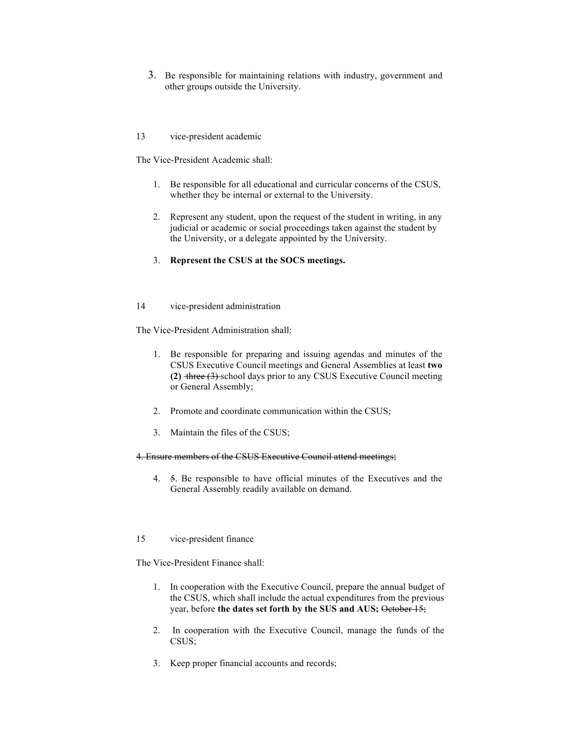3. Be responsible for maintaining relations with industry, government and other groups outside the University.

## 13 vice-president academic

The Vice-President Academic shall:

1. Be responsible for all educational and curricular concerns of the CSUS, whether they be internal or external to the University.

2. Represent any student, upon the request of the student in writing, in any judicial or academic or social proceedings taken against the student by the University, or a delegate appointed by the University.

3. **Represent the CSUS at the SOCS meetings.**

## 14 vice-president administration

The Vice-President Administration shall:

1. Be responsible for preparing and issuing agendas and minutes of the CSUS Executive Council meetings and General Assemblies at least **two (2)** ~~three (3)~~ school days prior to any CSUS Executive Council meeting or General Assembly;

2. Promote and coordinate communication within the CSUS;

3. Maintain the files of the CSUS;

~~4. Ensure members of the CSUS Executive Council attend meetings;~~

4. ~~5~~. Be responsible to have official minutes of the Executives and the General Assembly readily available on demand.

## 15 vice-president finance

The Vice-President Finance shall:

1. In cooperation with the Executive Council, prepare the annual budget of the CSUS, which shall include the actual expenditures from the previous year, before **the dates set forth by the SUS and AUS;** ~~October 15;~~

2. In cooperation with the Executive Council, manage the funds of the CSUS;

3. Keep proper financial accounts and records;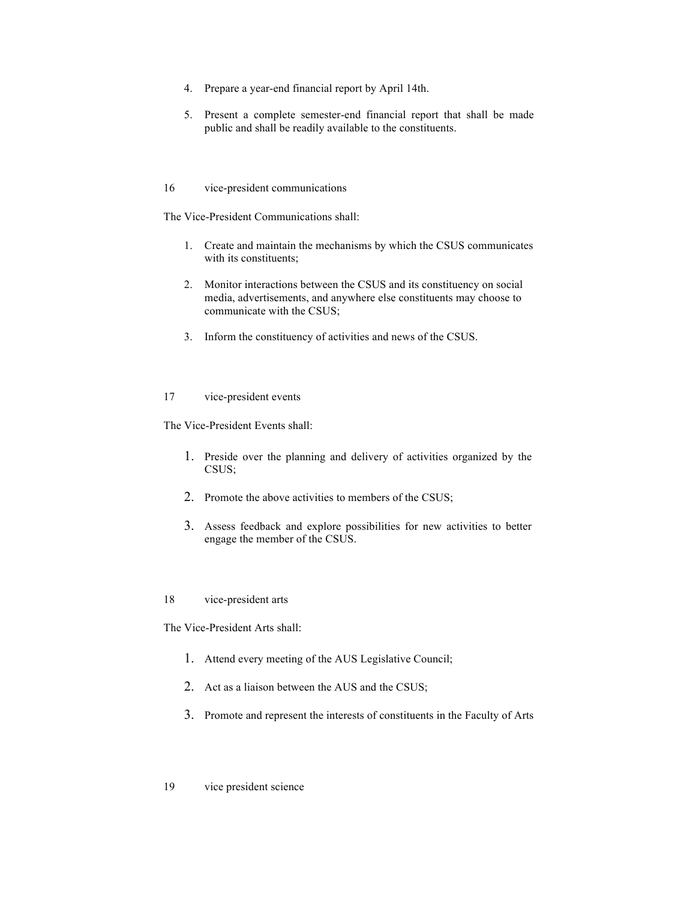4. Prepare a year-end financial report by April 14th.

5. Present a complete semester-end financial report that shall be made public and shall be readily available to the constituents.

## 16 vice-president communications

The Vice-President Communications shall:

1. Create and maintain the mechanisms by which the CSUS communicates with its constituents;

2. Monitor interactions between the CSUS and its constituency on social media, advertisements, and anywhere else constituents may choose to communicate with the CSUS;

3. Inform the constituency of activities and news of the CSUS.

## 17 vice-president events

The Vice-President Events shall:

1. Preside over the planning and delivery of activities organized by the CSUS;

2. Promote the above activities to members of the CSUS;

3. Assess feedback and explore possibilities for new activities to better engage the member of the CSUS.

## 18 vice-president arts

The Vice-President Arts shall:

1. Attend every meeting of the AUS Legislative Council;

2. Act as a liaison between the AUS and the CSUS;

3. Promote and represent the interests of constituents in the Faculty of Arts

## 19 vice president science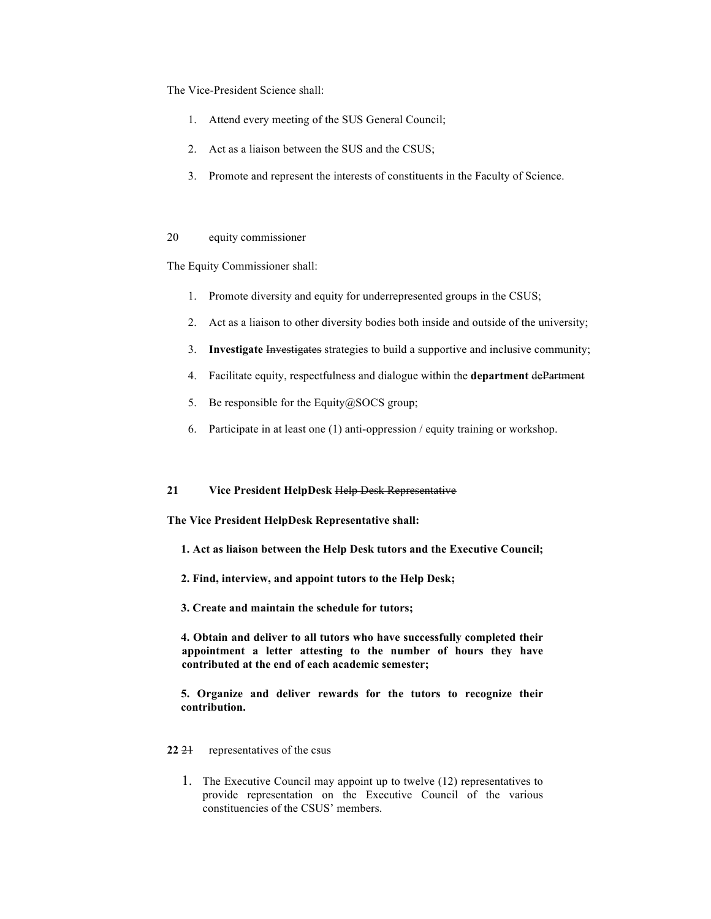The Vice-President Science shall:

1. Attend every meeting of the SUS General Council;
2. Act as a liaison between the SUS and the CSUS;
3. Promote and represent the interests of constituents in the Faculty of Science.

## 20 equity commissioner

The Equity Commissioner shall:

1. Promote diversity and equity for underrepresented groups in the CSUS;
2. Act as a liaison to other diversity bodies both inside and outside of the university;
3. **Investigate** ~~Investigates~~ strategies to build a supportive and inclusive community;
4. Facilitate equity, respectfulness and dialogue within the **department** ~~dePartment~~
5. Be responsible for the Equity@SOCS group;
6. Participate in at least one (1) anti-oppression / equity training or workshop.

## **21 Vice President HelpDesk** ~~Help Desk Representative~~

**The Vice President HelpDesk Representative shall:**

**1. Act as liaison between the Help Desk tutors and the Executive Council;**

**2. Find, interview, and appoint tutors to the Help Desk;**

**3. Create and maintain the schedule for tutors;**

**4. Obtain and deliver to all tutors who have successfully completed their appointment a letter attesting to the number of hours they have contributed at the end of each academic semester;**

**5. Organize and deliver rewards for the tutors to recognize their contribution.**

## **22** ~~21~~ representatives of the csus

1. The Executive Council may appoint up to twelve (12) representatives to provide representation on the Executive Council of the various constituencies of the CSUS' members.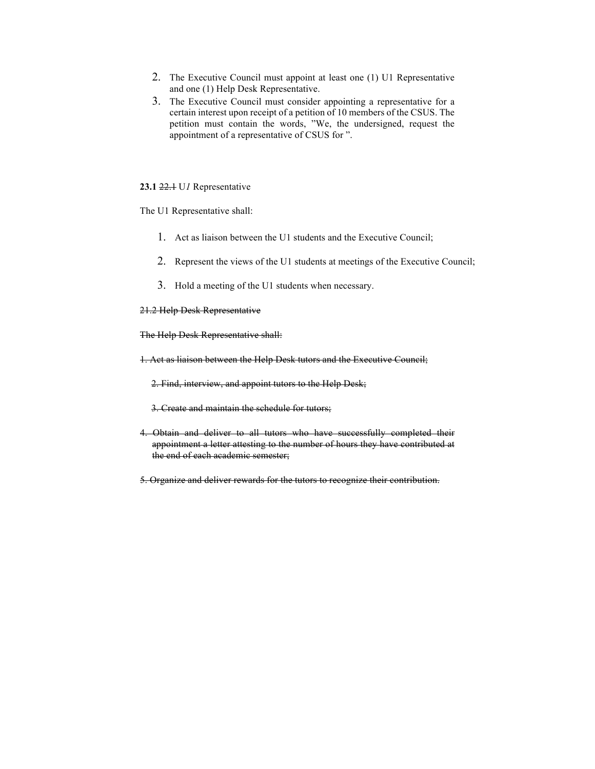2. The Executive Council must appoint at least one (1) U1 Representative and one (1) Help Desk Representative.
3. The Executive Council must consider appointing a representative for a certain interest upon receipt of a petition of 10 members of the CSUS. The petition must contain the words, ”We, the undersigned, request the appointment of a representative of CSUS for ”.

**23.1** ~~22.1~~ U*1* Representative

The U1 Representative shall:

1. Act as liaison between the U1 students and the Executive Council;
2. Represent the views of the U1 students at meetings of the Executive Council;
3. Hold a meeting of the U1 students when necessary.

~~21.2 Help Desk Representative~~

~~The Help Desk Representative shall:~~

~~1. Act as liaison between the Help Desk tutors and the Executive Council;~~

~~2. Find, interview, and appoint tutors to the Help Desk;~~

~~3. Create and maintain the schedule for tutors;~~

~~4. Obtain and deliver to all tutors who have successfully completed their appointment a letter attesting to the number of hours they have contributed at the end of each academic semester;~~

~~5. Organize and deliver rewards for the tutors to recognize their contribution.~~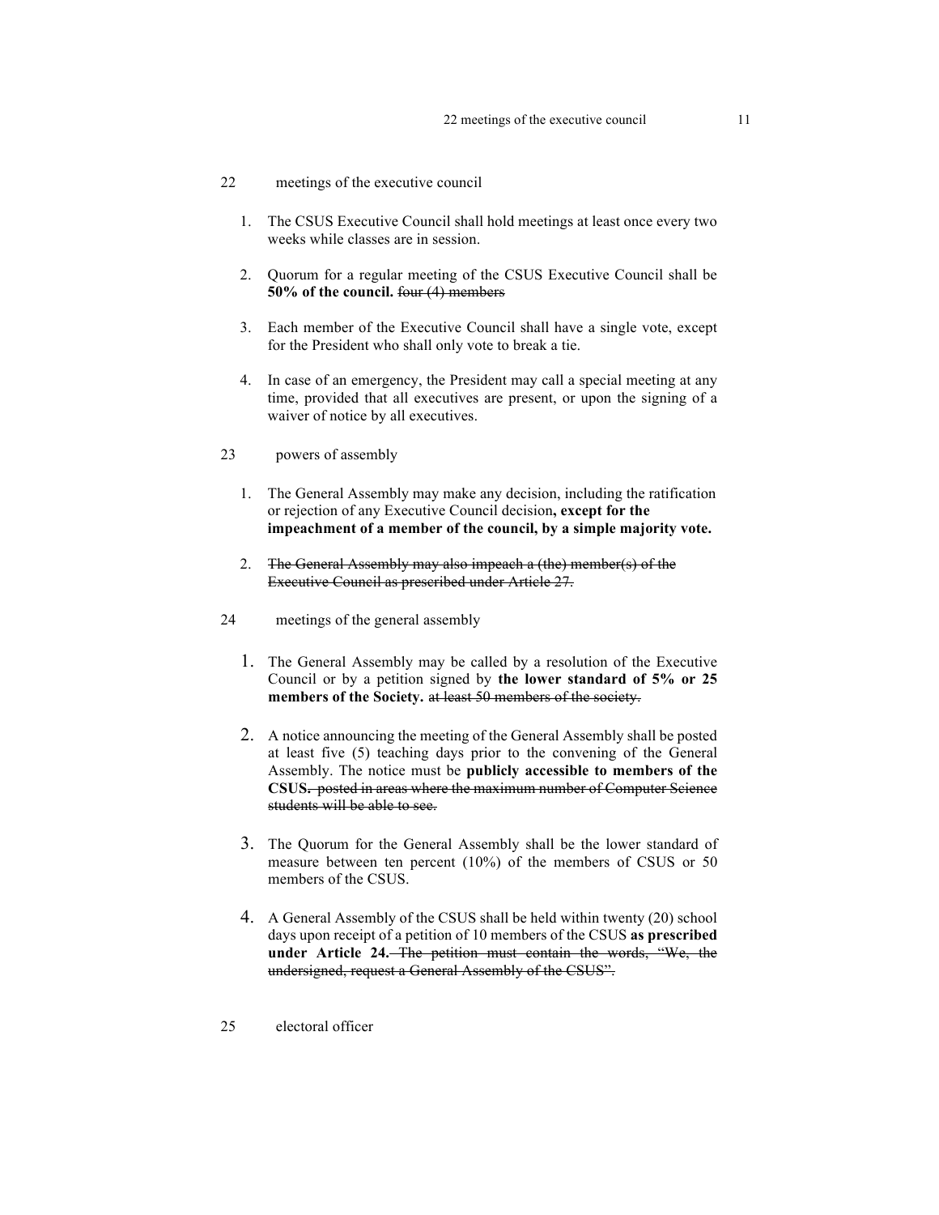## 22 meetings of the executive council

1. The CSUS Executive Council shall hold meetings at least once every two weeks while classes are in session.

2. Quorum for a regular meeting of the CSUS Executive Council shall be **50% of the council.** ~~four (4) members~~

3. Each member of the Executive Council shall have a single vote, except for the President who shall only vote to break a tie.

4. In case of an emergency, the President may call a special meeting at any time, provided that all executives are present, or upon the signing of a waiver of notice by all executives.

## 23 powers of assembly

1. The General Assembly may make any decision, including the ratification or rejection of any Executive Council decision**, except for the impeachment of a member of the council, by a simple majority vote.**

2. ~~The General Assembly may also impeach a (the) member(s) of the Executive Council as prescribed under Article 27.~~

## 24 meetings of the general assembly

1. The General Assembly may be called by a resolution of the Executive Council or by a petition signed by **the lower standard of 5% or 25 members of the Society.** ~~at least 50 members of the society.~~

2. A notice announcing the meeting of the General Assembly shall be posted at least five (5) teaching days prior to the convening of the General Assembly. The notice must be **publicly accessible to members of the CSUS.** ~~posted in areas where the maximum number of Computer Science students will be able to see.~~

3. The Quorum for the General Assembly shall be the lower standard of measure between ten percent (10%) of the members of CSUS or 50 members of the CSUS.

4. A General Assembly of the CSUS shall be held within twenty (20) school days upon receipt of a petition of 10 members of the CSUS **as prescribed under Article 24.** ~~The petition must contain the words, "We, the undersigned, request a General Assembly of the CSUS".~~

## 25 electoral officer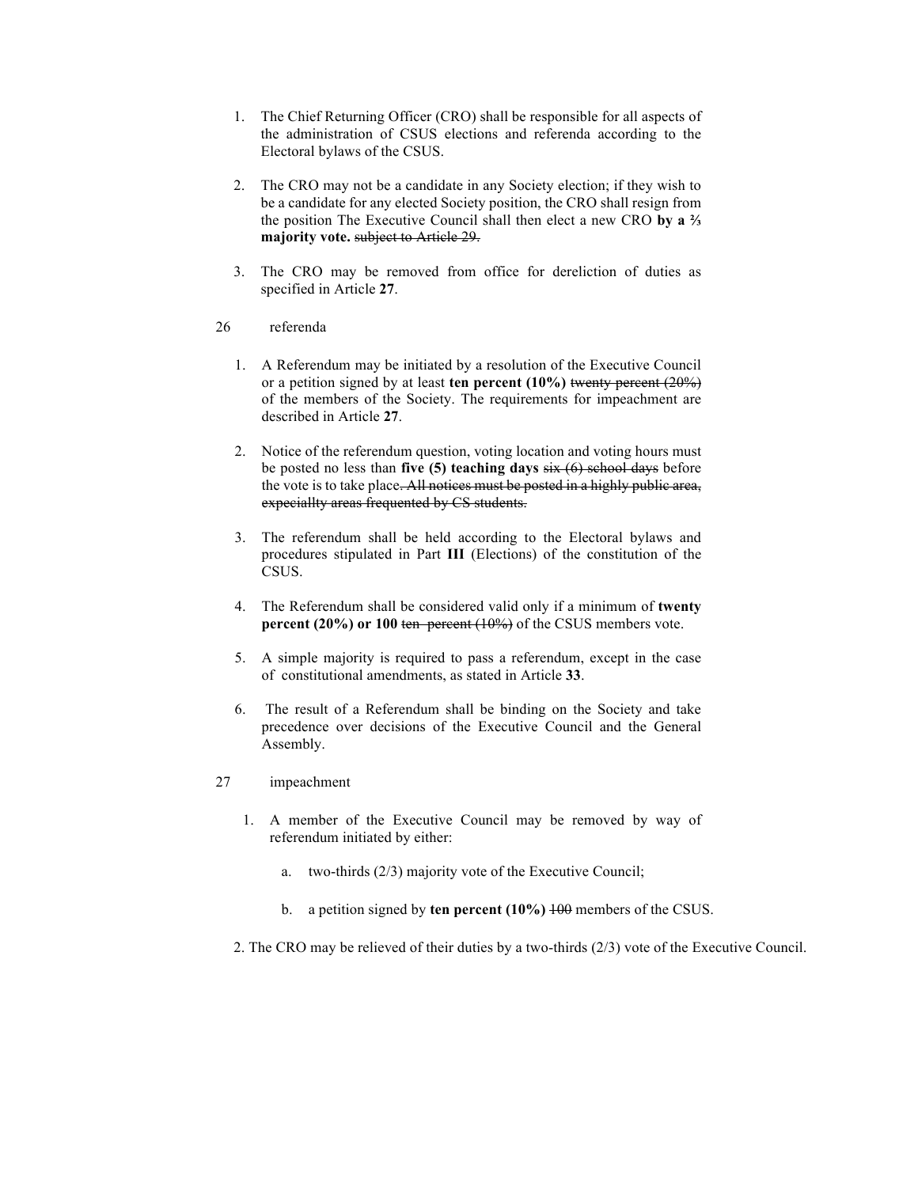1. The Chief Returning Officer (CRO) shall be responsible for all aspects of the administration of CSUS elections and referenda according to the Electoral bylaws of the CSUS.

2. The CRO may not be a candidate in any Society election; if they wish to be a candidate for any elected Society position, the CRO shall resign from the position The Executive Council shall then elect a new CRO **by a ⅔ majority vote.** ~~subject to Article 29.~~

3. The CRO may be removed from office for dereliction of duties as specified in Article **27**.

## 26 referenda

1. A Referendum may be initiated by a resolution of the Executive Council or a petition signed by at least **ten percent (10%)** ~~twenty percent (20%)~~ of the members of the Society. The requirements for impeachment are described in Article **27**.

2. Notice of the referendum question, voting location and voting hours must be posted no less than **five (5) teaching days** ~~six (6) school days~~ before the vote is to take place~~. All notices must be posted in a highly public area, expeciallty areas frequented by CS students.~~

3. The referendum shall be held according to the Electoral bylaws and procedures stipulated in Part **III** (Elections) of the constitution of the CSUS.

4. The Referendum shall be considered valid only if a minimum of **twenty percent (20%) or 100** ~~ten percent (10%)~~ of the CSUS members vote.

5. A simple majority is required to pass a referendum, except in the case of constitutional amendments, as stated in Article **33**.

6. The result of a Referendum shall be binding on the Society and take precedence over decisions of the Executive Council and the General Assembly.

## 27 impeachment

1. A member of the Executive Council may be removed by way of referendum initiated by either:

    a. two-thirds (2/3) majority vote of the Executive Council;

    b. a petition signed by **ten percent (10%)** ~~100~~ members of the CSUS.

2. The CRO may be relieved of their duties by a two-thirds (2/3) vote of the Executive Council.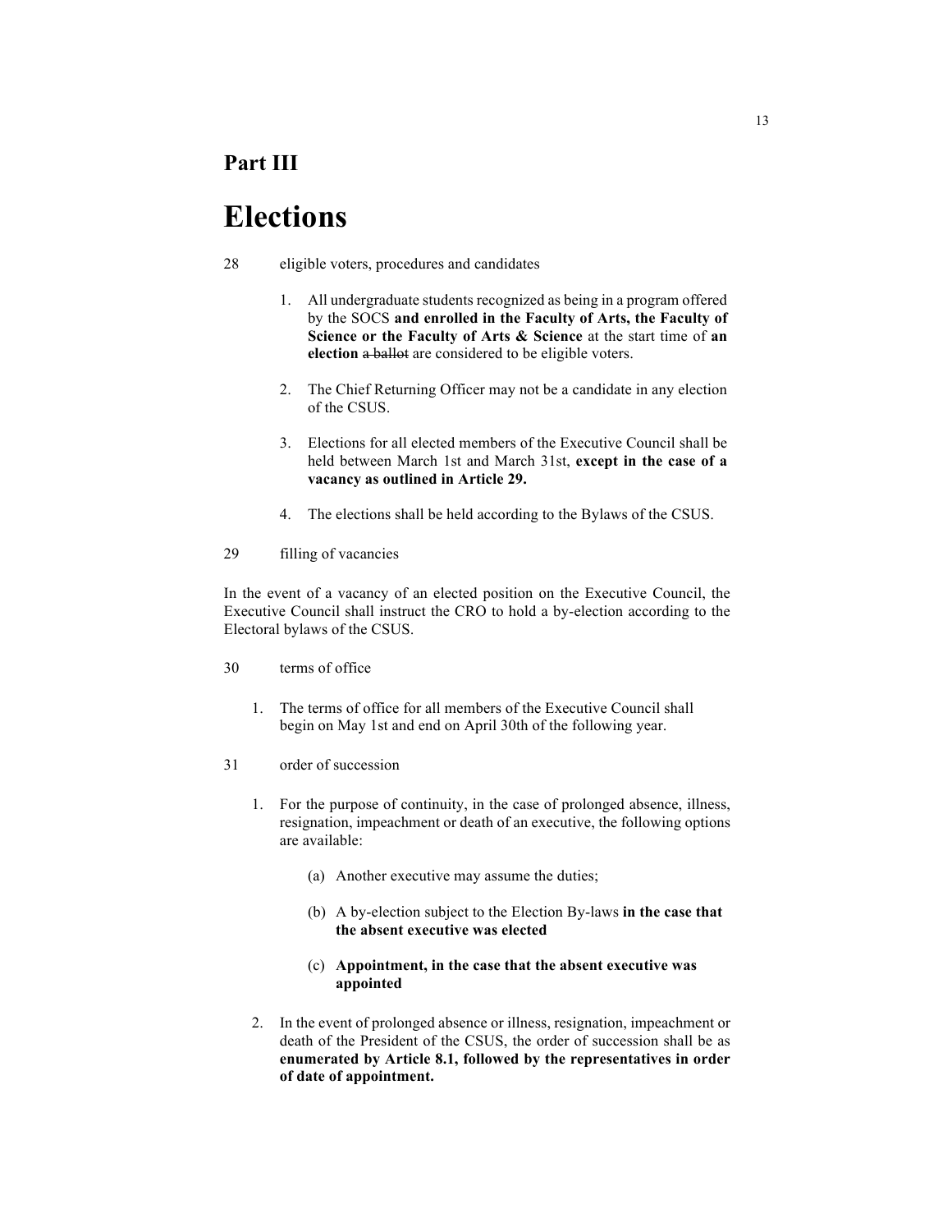# Part III

# Elections

28 eligible voters, procedures and candidates

1. All undergraduate students recognized as being in a program offered by the SOCS **and enrolled in the Faculty of Arts, the Faculty of Science or the Faculty of Arts & Science** at the start time of **an election** ~~a ballot~~ are considered to be eligible voters.

2. The Chief Returning Officer may not be a candidate in any election of the CSUS.

3. Elections for all elected members of the Executive Council shall be held between March 1st and March 31st, **except in the case of a vacancy as outlined in Article 29.**

4. The elections shall be held according to the Bylaws of the CSUS.

29 filling of vacancies

In the event of a vacancy of an elected position on the Executive Council, the Executive Council shall instruct the CRO to hold a by-election according to the Electoral bylaws of the CSUS.

30 terms of office

1. The terms of office for all members of the Executive Council shall begin on May 1st and end on April 30th of the following year.

31 order of succession

1. For the purpose of continuity, in the case of prolonged absence, illness, resignation, impeachment or death of an executive, the following options are available:

   (a) Another executive may assume the duties;

   (b) A by-election subject to the Election By-laws **in the case that the absent executive was elected**

   (c) **Appointment, in the case that the absent executive was appointed**

2. In the event of prolonged absence or illness, resignation, impeachment or death of the President of the CSUS, the order of succession shall be as **enumerated by Article 8.1, followed by the representatives in order of date of appointment.**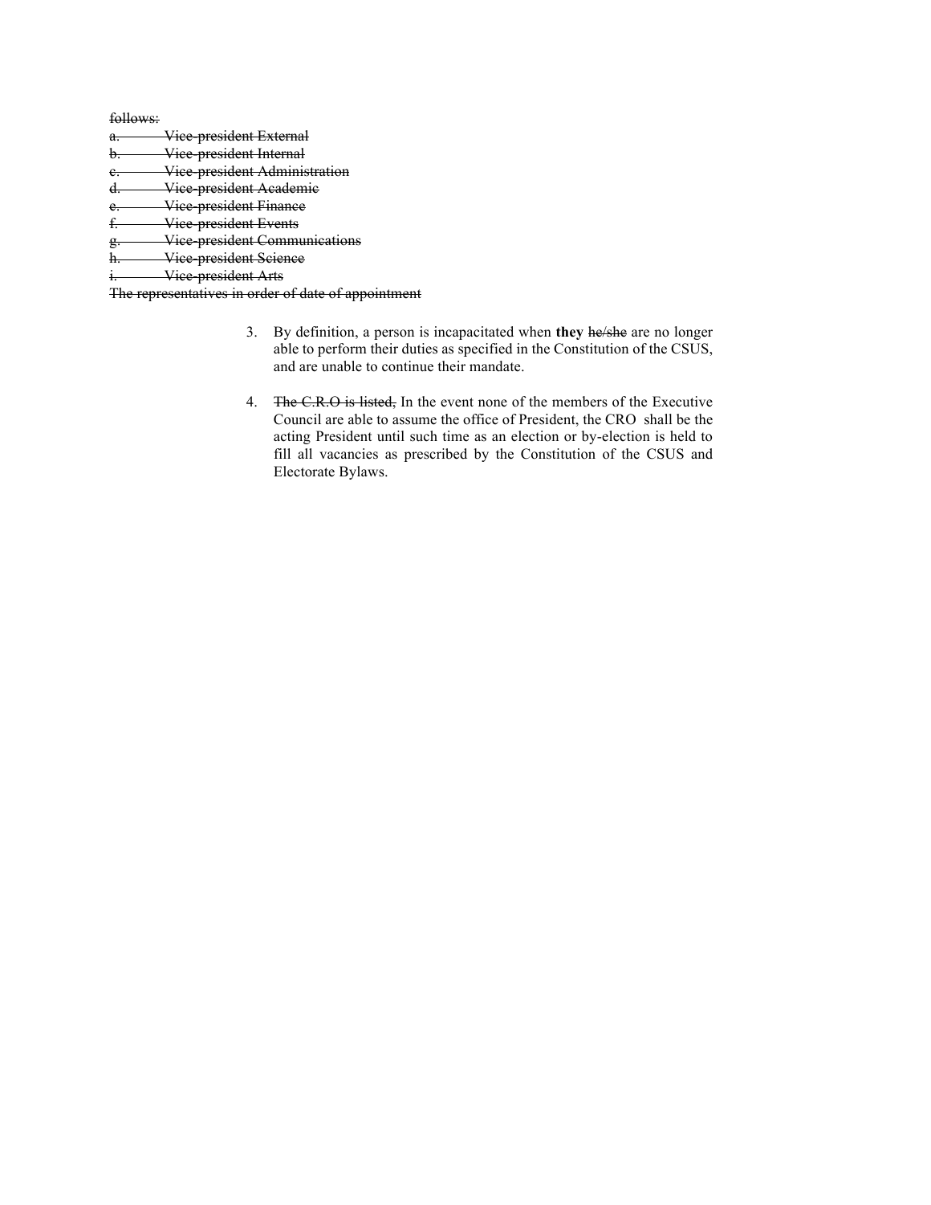~~follows:~~

~~a. Vice-president External~~
~~b. Vice-president Internal~~
~~c. Vice-president Administration~~
~~d. Vice-president Academic~~
~~e. Vice-president Finance~~
~~f. Vice-president Events~~
~~g. Vice-president Communications~~
~~h. Vice-president Science~~
~~i. Vice-president Arts~~
~~The representatives in order of date of appointment~~

3. By definition, a person is incapacitated when **they** ~~he/she~~ are no longer able to perform their duties as specified in the Constitution of the CSUS, and are unable to continue their mandate.

4. ~~The C.R.O is listed,~~ In the event none of the members of the Executive Council are able to assume the office of President, the CRO shall be the acting President until such time as an election or by-election is held to fill all vacancies as prescribed by the Constitution of the CSUS and Electorate Bylaws.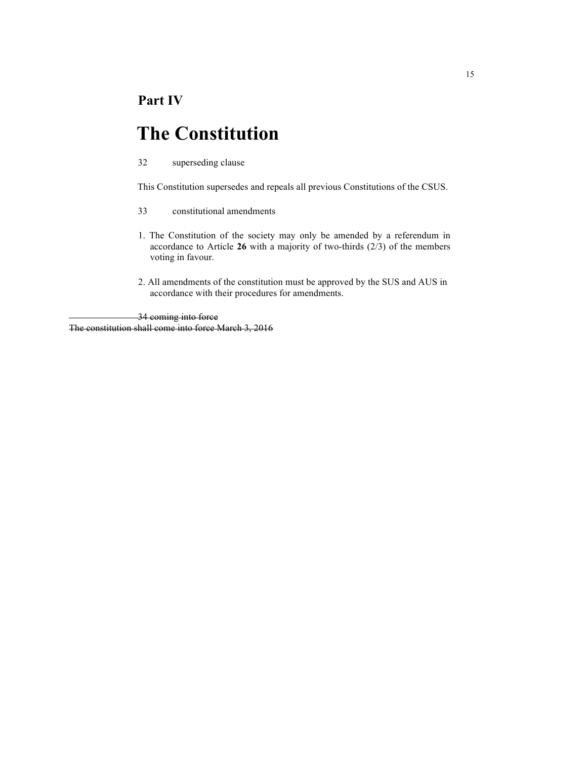## Part IV

# The Constitution

32 superseding clause

This Constitution supersedes and repeals all previous Constitutions of the CSUS.

33 constitutional amendments

1. The Constitution of the society may only be amended by a referendum in accordance to Article **26** with a majority of two-thirds (2/3) of the members voting in favour.

2. All amendments of the constitution must be approved by the SUS and AUS in accordance with their procedures for amendments.

~~34 coming into force~~

~~The constitution shall come into force March 3, 2016~~